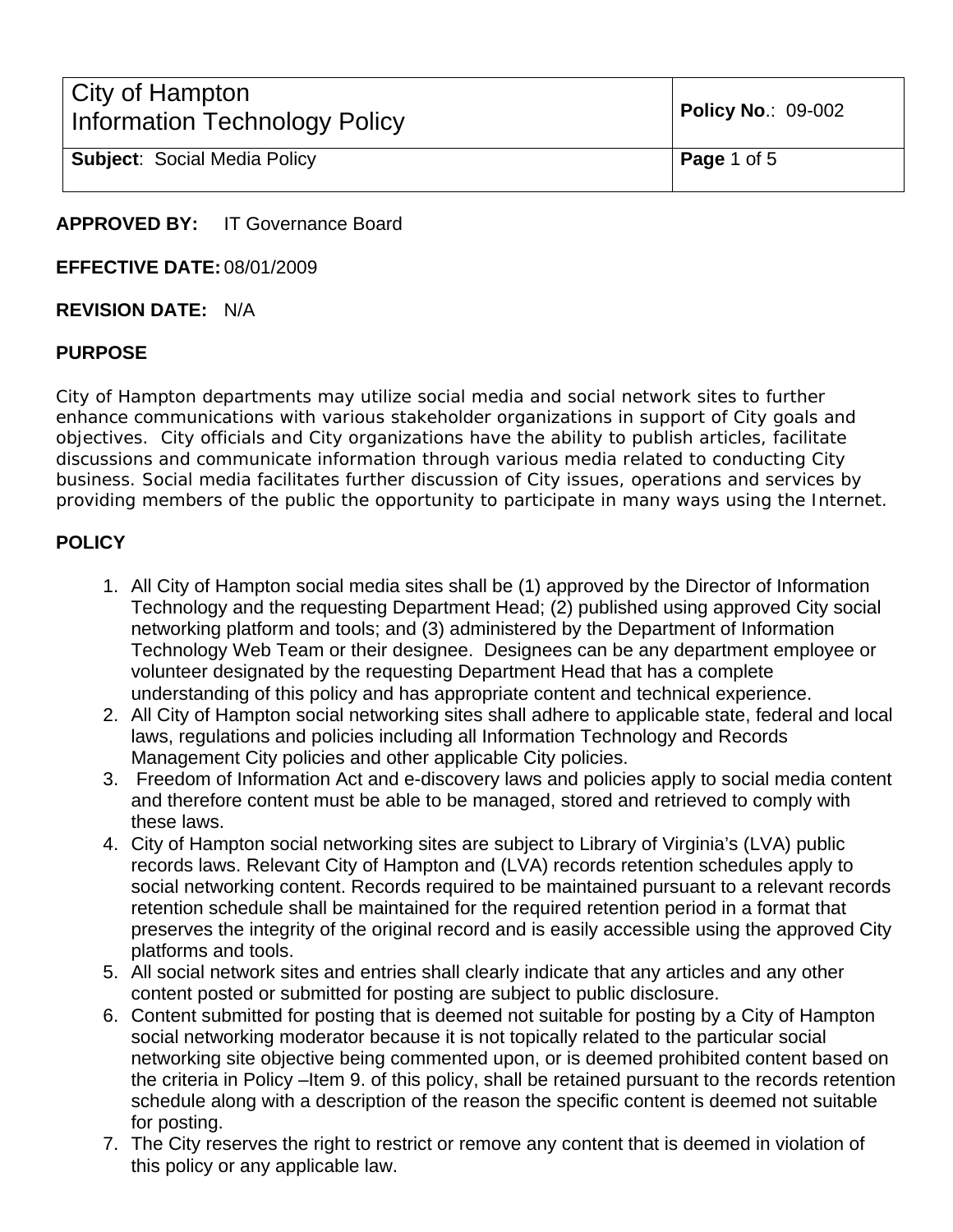| City of Hampton<br>Information Technology Policy | **Policy No**.: 09-002 |
| --- | --- |
| **Subject**: Social Media Policy | **Page** 1 of 5 |

**APPROVED BY:** IT Governance Board

**EFFECTIVE DATE:** 08/01/2009

**REVISION DATE:** N/A

## PURPOSE

City of Hampton departments may utilize social media and social network sites to further enhance communications with various stakeholder organizations in support of City goals and objectives. City officials and City organizations have the ability to publish articles, facilitate discussions and communicate information through various media related to conducting City business. Social media facilitates further discussion of City issues, operations and services by providing members of the public the opportunity to participate in many ways using the Internet.

## POLICY

1. All City of Hampton social media sites shall be (1) approved by the Director of Information Technology and the requesting Department Head; (2) published using approved City social networking platform and tools; and (3) administered by the Department of Information Technology Web Team or their designee. Designees can be any department employee or volunteer designated by the requesting Department Head that has a complete understanding of this policy and has appropriate content and technical experience.
2. All City of Hampton social networking sites shall adhere to applicable state, federal and local laws, regulations and policies including all Information Technology and Records Management City policies and other applicable City policies.
3. Freedom of Information Act and e-discovery laws and policies apply to social media content and therefore content must be able to be managed, stored and retrieved to comply with these laws.
4. City of Hampton social networking sites are subject to Library of Virginia's (LVA) public records laws. Relevant City of Hampton and (LVA) records retention schedules apply to social networking content. Records required to be maintained pursuant to a relevant records retention schedule shall be maintained for the required retention period in a format that preserves the integrity of the original record and is easily accessible using the approved City platforms and tools.
5. All social network sites and entries shall clearly indicate that any articles and any other content posted or submitted for posting are subject to public disclosure.
6. Content submitted for posting that is deemed not suitable for posting by a City of Hampton social networking moderator because it is not topically related to the particular social networking site objective being commented upon, or is deemed prohibited content based on the criteria in Policy –Item 9. of this policy, shall be retained pursuant to the records retention schedule along with a description of the reason the specific content is deemed not suitable for posting.
7. The City reserves the right to restrict or remove any content that is deemed in violation of this policy or any applicable law.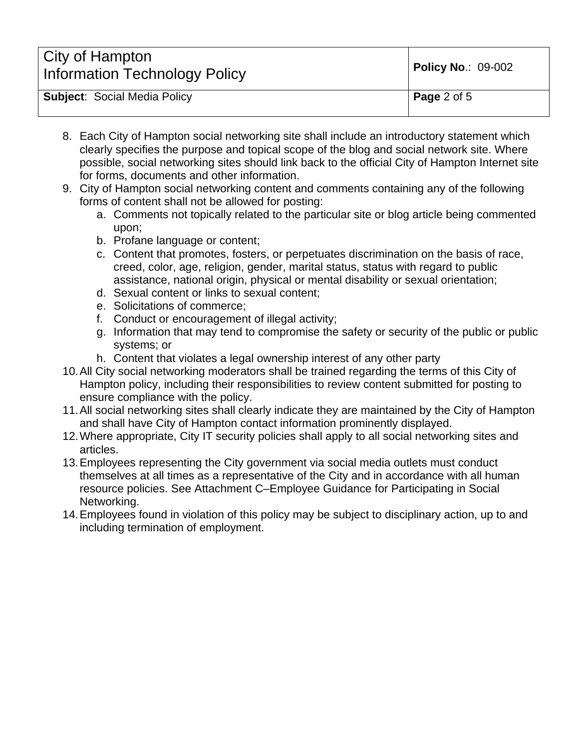8. Each City of Hampton social networking site shall include an introductory statement which clearly specifies the purpose and topical scope of the blog and social network site. Where possible, social networking sites should link back to the official City of Hampton Internet site for forms, documents and other information.
9. City of Hampton social networking content and comments containing any of the following forms of content shall not be allowed for posting:
   a. Comments not topically related to the particular site or blog article being commented upon;
   b. Profane language or content;
   c. Content that promotes, fosters, or perpetuates discrimination on the basis of race, creed, color, age, religion, gender, marital status, status with regard to public assistance, national origin, physical or mental disability or sexual orientation;
   d. Sexual content or links to sexual content;
   e. Solicitations of commerce;
   f. Conduct or encouragement of illegal activity;
   g. Information that may tend to compromise the safety or security of the public or public systems; or
   h. Content that violates a legal ownership interest of any other party
10. All City social networking moderators shall be trained regarding the terms of this City of Hampton policy, including their responsibilities to review content submitted for posting to ensure compliance with the policy.
11. All social networking sites shall clearly indicate they are maintained by the City of Hampton and shall have City of Hampton contact information prominently displayed.
12. Where appropriate, City IT security policies shall apply to all social networking sites and articles.
13. Employees representing the City government via social media outlets must conduct themselves at all times as a representative of the City and in accordance with all human resource policies. See Attachment C–Employee Guidance for Participating in Social Networking.
14. Employees found in violation of this policy may be subject to disciplinary action, up to and including termination of employment.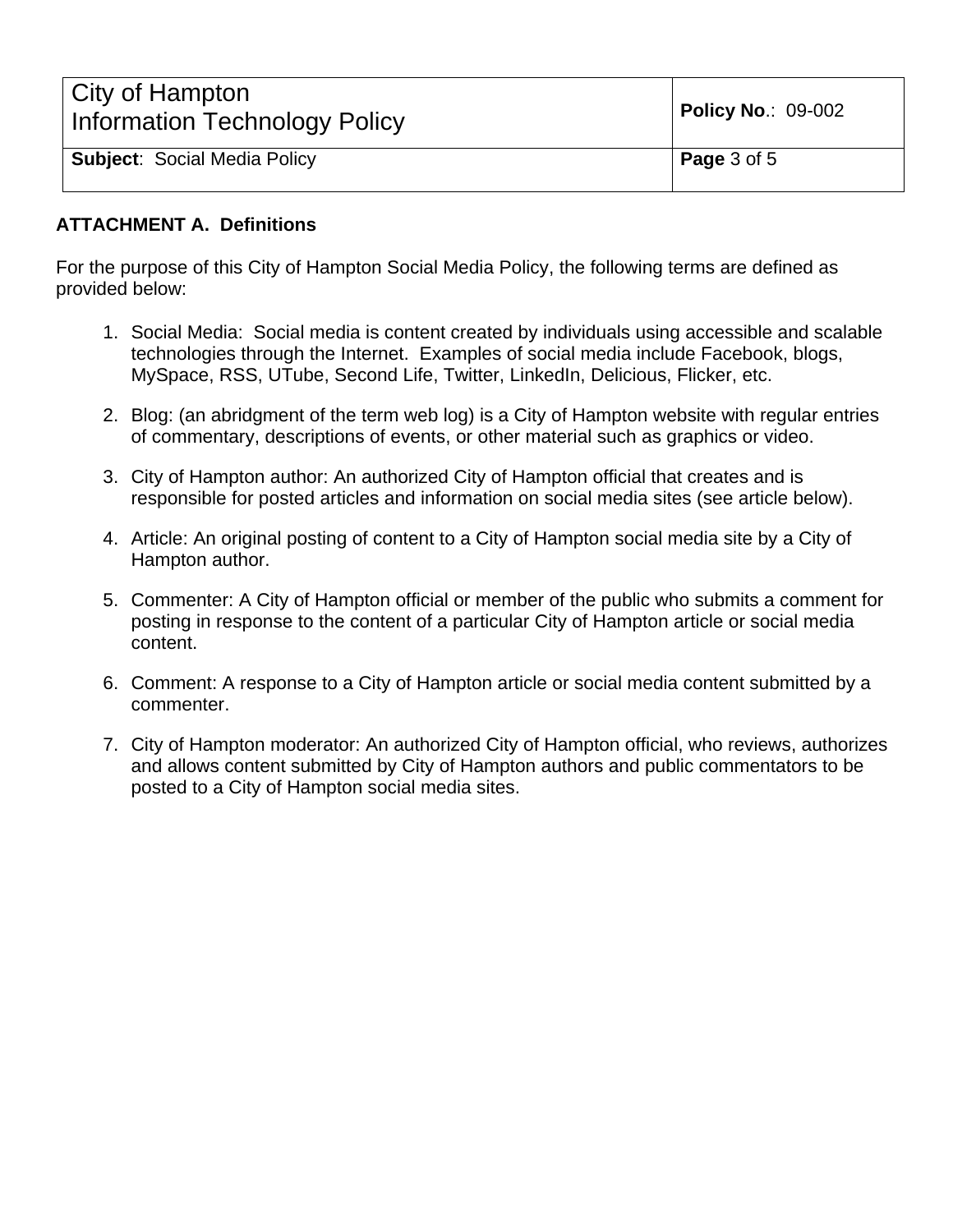**ATTACHMENT A. Definitions**

For the purpose of this City of Hampton Social Media Policy, the following terms are defined as provided below:

1. Social Media: Social media is content created by individuals using accessible and scalable technologies through the Internet. Examples of social media include Facebook, blogs, MySpace, RSS, UTube, Second Life, Twitter, LinkedIn, Delicious, Flicker, etc.

2. Blog: (an abridgment of the term web log) is a City of Hampton website with regular entries of commentary, descriptions of events, or other material such as graphics or video.

3. City of Hampton author: An authorized City of Hampton official that creates and is responsible for posted articles and information on social media sites (see article below).

4. Article: An original posting of content to a City of Hampton social media site by a City of Hampton author.

5. Commenter: A City of Hampton official or member of the public who submits a comment for posting in response to the content of a particular City of Hampton article or social media content.

6. Comment: A response to a City of Hampton article or social media content submitted by a commenter.

7. City of Hampton moderator: An authorized City of Hampton official, who reviews, authorizes and allows content submitted by City of Hampton authors and public commentators to be posted to a City of Hampton social media sites.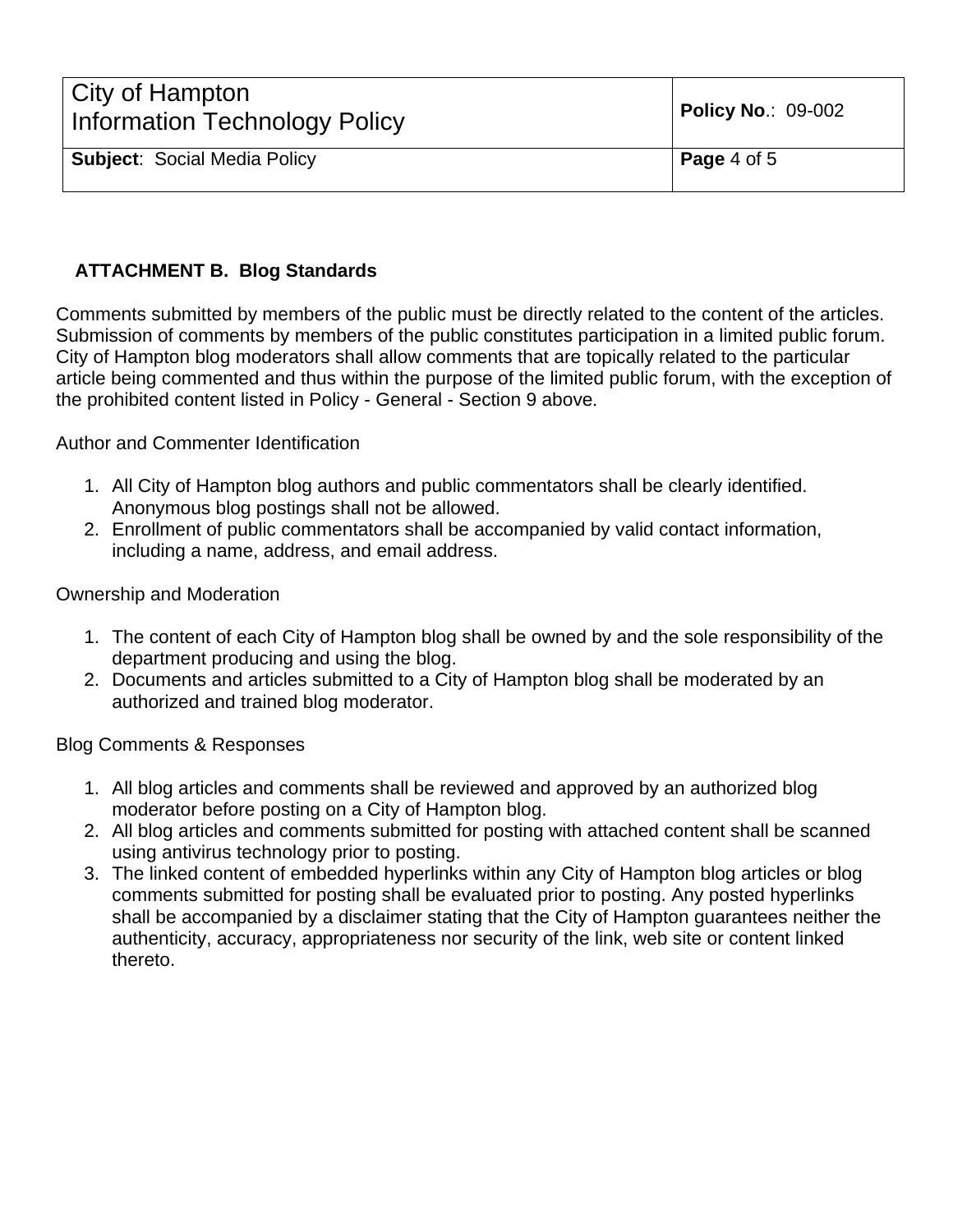## ATTACHMENT B. Blog Standards

Comments submitted by members of the public must be directly related to the content of the articles. Submission of comments by members of the public constitutes participation in a limited public forum. City of Hampton blog moderators shall allow comments that are topically related to the particular article being commented and thus within the purpose of the limited public forum, with the exception of the prohibited content listed in Policy - General - Section 9 above.

Author and Commenter Identification

1. All City of Hampton blog authors and public commentators shall be clearly identified. Anonymous blog postings shall not be allowed.
2. Enrollment of public commentators shall be accompanied by valid contact information, including a name, address, and email address.

Ownership and Moderation

1. The content of each City of Hampton blog shall be owned by and the sole responsibility of the department producing and using the blog.
2. Documents and articles submitted to a City of Hampton blog shall be moderated by an authorized and trained blog moderator.

Blog Comments & Responses

1. All blog articles and comments shall be reviewed and approved by an authorized blog moderator before posting on a City of Hampton blog.
2. All blog articles and comments submitted for posting with attached content shall be scanned using antivirus technology prior to posting.
3. The linked content of embedded hyperlinks within any City of Hampton blog articles or blog comments submitted for posting shall be evaluated prior to posting. Any posted hyperlinks shall be accompanied by a disclaimer stating that the City of Hampton guarantees neither the authenticity, accuracy, appropriateness nor security of the link, web site or content linked thereto.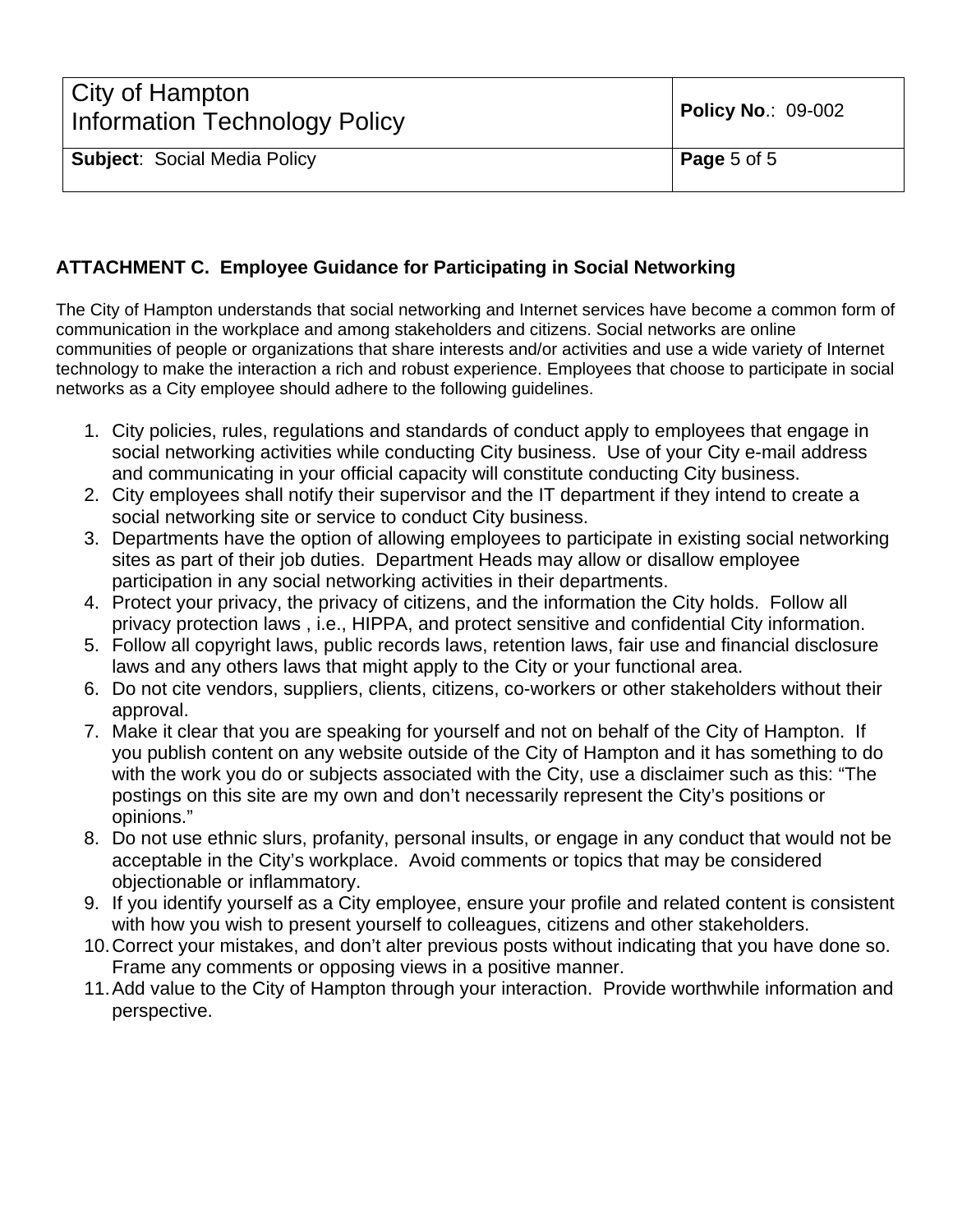## ATTACHMENT C. Employee Guidance for Participating in Social Networking

The City of Hampton understands that social networking and Internet services have become a common form of communication in the workplace and among stakeholders and citizens. Social networks are online communities of people or organizations that share interests and/or activities and use a wide variety of Internet technology to make the interaction a rich and robust experience. Employees that choose to participate in social networks as a City employee should adhere to the following guidelines.

1. City policies, rules, regulations and standards of conduct apply to employees that engage in social networking activities while conducting City business. Use of your City e-mail address and communicating in your official capacity will constitute conducting City business.
2. City employees shall notify their supervisor and the IT department if they intend to create a social networking site or service to conduct City business.
3. Departments have the option of allowing employees to participate in existing social networking sites as part of their job duties. Department Heads may allow or disallow employee participation in any social networking activities in their departments.
4. Protect your privacy, the privacy of citizens, and the information the City holds. Follow all privacy protection laws , i.e., HIPPA, and protect sensitive and confidential City information.
5. Follow all copyright laws, public records laws, retention laws, fair use and financial disclosure laws and any others laws that might apply to the City or your functional area.
6. Do not cite vendors, suppliers, clients, citizens, co-workers or other stakeholders without their approval.
7. Make it clear that you are speaking for yourself and not on behalf of the City of Hampton. If you publish content on any website outside of the City of Hampton and it has something to do with the work you do or subjects associated with the City, use a disclaimer such as this: "The postings on this site are my own and don't necessarily represent the City's positions or opinions."
8. Do not use ethnic slurs, profanity, personal insults, or engage in any conduct that would not be acceptable in the City's workplace. Avoid comments or topics that may be considered objectionable or inflammatory.
9. If you identify yourself as a City employee, ensure your profile and related content is consistent with how you wish to present yourself to colleagues, citizens and other stakeholders.
10. Correct your mistakes, and don't alter previous posts without indicating that you have done so. Frame any comments or opposing views in a positive manner.
11. Add value to the City of Hampton through your interaction. Provide worthwhile information and perspective.